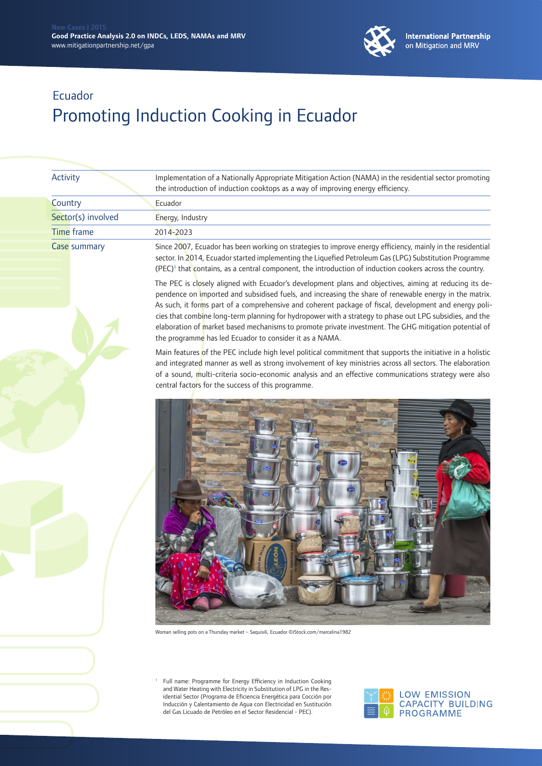New Cases | 2015
**Good Practice Analysis 2.0 on INDCs, LEDS, NAMAs and MRV**
www.mitigationpartnership.net/gpa

**International Partnership on Mitigation and MRV**

## Ecuador

# Promoting Induction Cooking in Ecuador

| | |
|---|---|
| Activity | Implementation of a Nationally Appropriate Mitigation Action (NAMA) in the residential sector promoting the introduction of induction cooktops as a way of improving energy efficiency. |
| Country | Ecuador |
| Sector(s) involved | Energy, Industry |
| Time frame | 2014-2023 |
| Case summary | Since 2007, Ecuador has been working on strategies to improve energy efficiency, mainly in the residential sector. In 2014, Ecuador started implementing the Liquefied Petroleum Gas (LPG) Substitution Programme (PEC)[1] that contains, as a central component, the introduction of induction cookers across the country. |

The PEC is closely aligned with Ecuador's development plans and objectives, aiming at reducing its dependence on imported and subsidised fuels, and increasing the share of renewable energy in the matrix. As such, it forms part of a comprehensive and coherent package of fiscal, development and energy policies that combine long-term planning for hydropower with a strategy to phase out LPG subsidies, and the elaboration of market based mechanisms to promote private investment. The GHG mitigation potential of the programme has led Ecuador to consider it as a NAMA.

Main features of the PEC include high level political commitment that supports the initiative in a holistic and integrated manner as well as strong involvement of key ministries across all sectors. The elaboration of a sound, multi-criteria socio-economic analysis and an effective communications strategy were also central factors for the success of this programme.

Woman selling pots on a Thursday market – Saquisili, Ecuador ©iStock.com/marcelina1982

[1] Full name: Programme for Energy Efficiency in Induction Cooking and Water Heating with Electricity in Substitution of LPG in the Residential Sector (Programa de Eficiencia Energética para Cocción por Inducción y Calentamiento de Agua con Electricidad en Sustitución del Gas Licuado de Petróleo en el Sector Residencial - PEC).

LOW EMISSION CAPACITY BUILDING PROGRAMME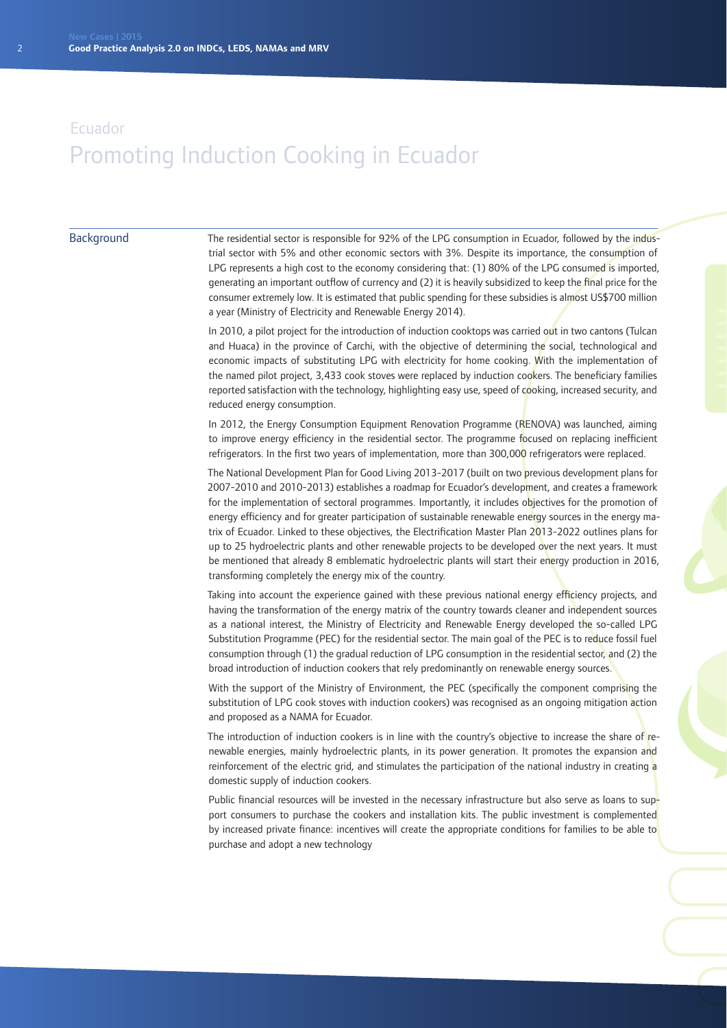Ecuador

# Promoting Induction Cooking in Ecuador

## Background

The residential sector is responsible for 92% of the LPG consumption in Ecuador, followed by the industrial sector with 5% and other economic sectors with 3%. Despite its importance, the consumption of LPG represents a high cost to the economy considering that: (1) 80% of the LPG consumed is imported, generating an important outflow of currency and (2) it is heavily subsidized to keep the final price for the consumer extremely low. It is estimated that public spending for these subsidies is almost US$700 million a year (Ministry of Electricity and Renewable Energy 2014).

In 2010, a pilot project for the introduction of induction cooktops was carried out in two cantons (Tulcan and Huaca) in the province of Carchi, with the objective of determining the social, technological and economic impacts of substituting LPG with electricity for home cooking. With the implementation of the named pilot project, 3,433 cook stoves were replaced by induction cookers. The beneficiary families reported satisfaction with the technology, highlighting easy use, speed of cooking, increased security, and reduced energy consumption.

In 2012, the Energy Consumption Equipment Renovation Programme (RENOVA) was launched, aiming to improve energy efficiency in the residential sector. The programme focused on replacing inefficient refrigerators. In the first two years of implementation, more than 300,000 refrigerators were replaced.

The National Development Plan for Good Living 2013-2017 (built on two previous development plans for 2007-2010 and 2010-2013) establishes a roadmap for Ecuador's development, and creates a framework for the implementation of sectoral programmes. Importantly, it includes objectives for the promotion of energy efficiency and for greater participation of sustainable renewable energy sources in the energy matrix of Ecuador. Linked to these objectives, the Electrification Master Plan 2013-2022 outlines plans for up to 25 hydroelectric plants and other renewable projects to be developed over the next years. It must be mentioned that already 8 emblematic hydroelectric plants will start their energy production in 2016, transforming completely the energy mix of the country.

Taking into account the experience gained with these previous national energy efficiency projects, and having the transformation of the energy matrix of the country towards cleaner and independent sources as a national interest, the Ministry of Electricity and Renewable Energy developed the so-called LPG Substitution Programme (PEC) for the residential sector. The main goal of the PEC is to reduce fossil fuel consumption through (1) the gradual reduction of LPG consumption in the residential sector, and (2) the broad introduction of induction cookers that rely predominantly on renewable energy sources.

With the support of the Ministry of Environment, the PEC (specifically the component comprising the substitution of LPG cook stoves with induction cookers) was recognised as an ongoing mitigation action and proposed as a NAMA for Ecuador.

The introduction of induction cookers is in line with the country's objective to increase the share of renewable energies, mainly hydroelectric plants, in its power generation. It promotes the expansion and reinforcement of the electric grid, and stimulates the participation of the national industry in creating a domestic supply of induction cookers.

Public financial resources will be invested in the necessary infrastructure but also serve as loans to support consumers to purchase the cookers and installation kits. The public investment is complemented by increased private finance: incentives will create the appropriate conditions for families to be able to purchase and adopt a new technology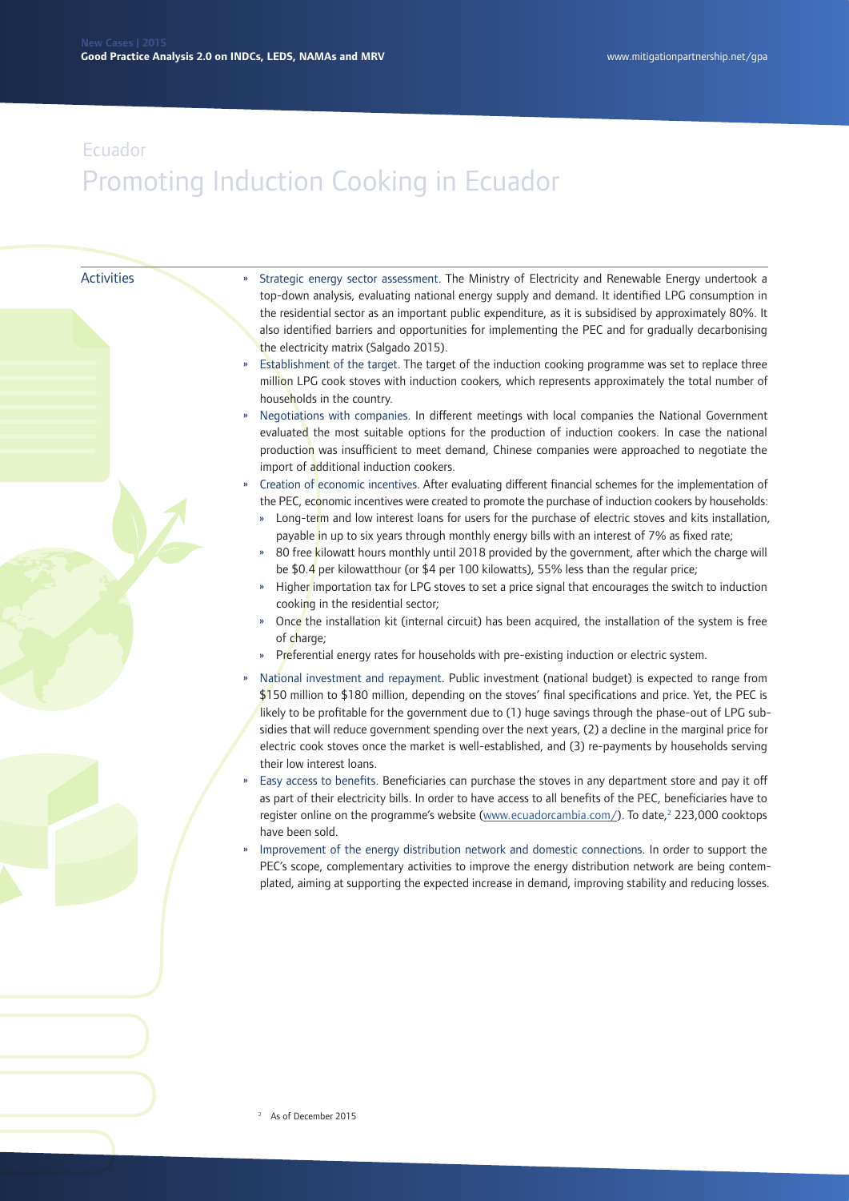Ecuador

# Promoting Induction Cooking in Ecuador

## Activities

- Strategic energy sector assessment. The Ministry of Electricity and Renewable Energy undertook a top-down analysis, evaluating national energy supply and demand. It identified LPG consumption in the residential sector as an important public expenditure, as it is subsidised by approximately 80%. It also identified barriers and opportunities for implementing the PEC and for gradually decarbonising the electricity matrix (Salgado 2015).
- Establishment of the target. The target of the induction cooking programme was set to replace three million LPG cook stoves with induction cookers, which represents approximately the total number of households in the country.
- Negotiations with companies. In different meetings with local companies the National Government evaluated the most suitable options for the production of induction cookers. In case the national production was insufficient to meet demand, Chinese companies were approached to negotiate the import of additional induction cookers.
- Creation of economic incentives. After evaluating different financial schemes for the implementation of the PEC, economic incentives were created to promote the purchase of induction cookers by households:
  - Long-term and low interest loans for users for the purchase of electric stoves and kits installation, payable in up to six years through monthly energy bills with an interest of 7% as fixed rate;
  - 80 free kilowatt hours monthly until 2018 provided by the government, after which the charge will be $0.4 per kilowatthour (or $4 per 100 kilowatts), 55% less than the regular price;
  - Higher importation tax for LPG stoves to set a price signal that encourages the switch to induction cooking in the residential sector;
  - Once the installation kit (internal circuit) has been acquired, the installation of the system is free of charge;
  - Preferential energy rates for households with pre-existing induction or electric system.
- National investment and repayment. Public investment (national budget) is expected to range from $150 million to $180 million, depending on the stoves' final specifications and price. Yet, the PEC is likely to be profitable for the government due to (1) huge savings through the phase-out of LPG subsidies that will reduce government spending over the next years, (2) a decline in the marginal price for electric cook stoves once the market is well-established, and (3) re-payments by households serving their low interest loans.
- Easy access to benefits. Beneficiaries can purchase the stoves in any department store and pay it off as part of their electricity bills. In order to have access to all benefits of the PEC, beneficiaries have to register online on the programme's website (www.ecuadorcambia.com/). To date,[2] 223,000 cooktops have been sold.
- Improvement of the energy distribution network and domestic connections. In order to support the PEC's scope, complementary activities to improve the energy distribution network are being contemplated, aiming at supporting the expected increase in demand, improving stability and reducing losses.

[2] As of December 2015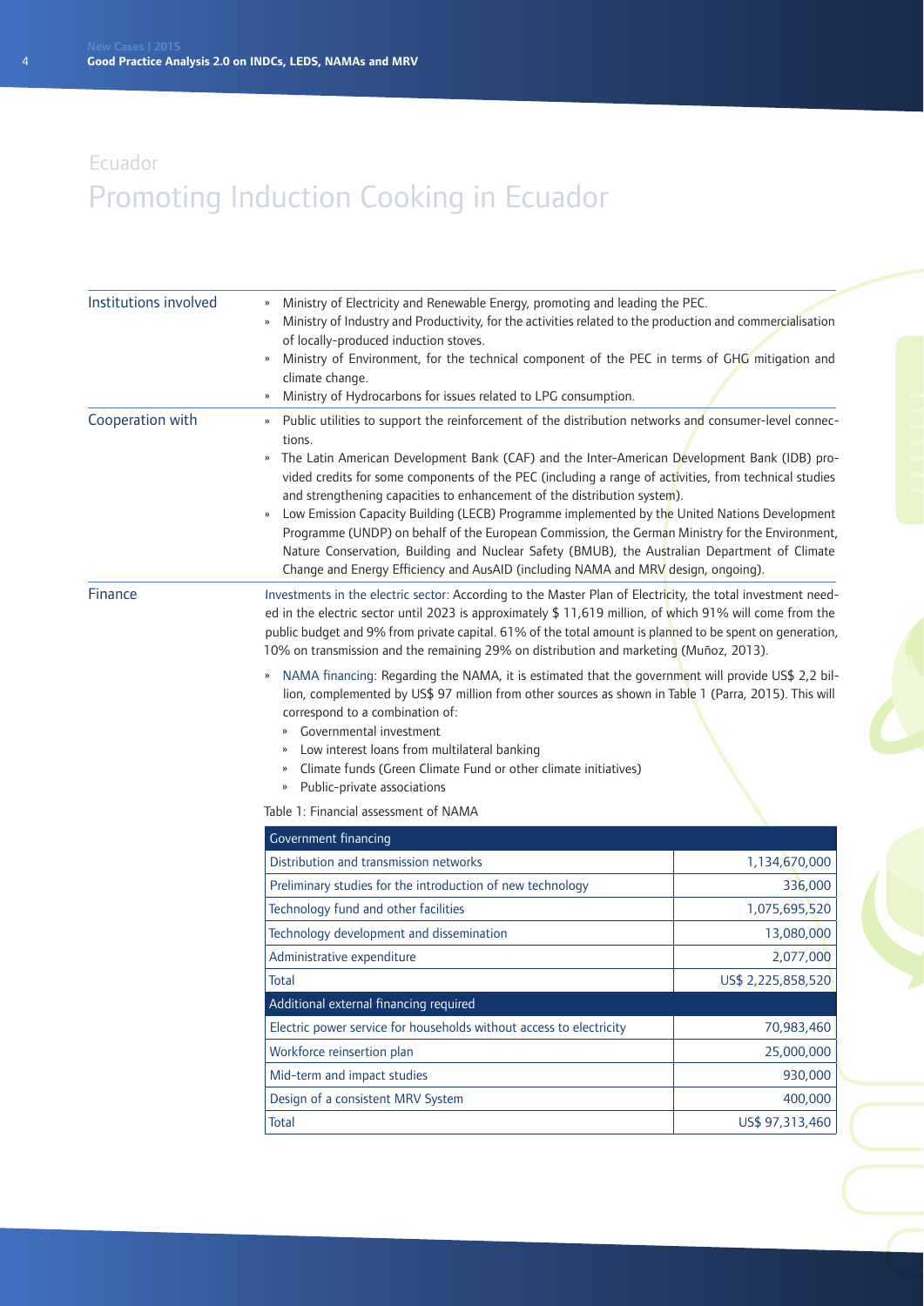Ecuador

# Promoting Induction Cooking in Ecuador

**Institutions involved**

- Ministry of Electricity and Renewable Energy, promoting and leading the PEC.
- Ministry of Industry and Productivity, for the activities related to the production and commercialisation of locally-produced induction stoves.
- Ministry of Environment, for the technical component of the PEC in terms of GHG mitigation and climate change.
- Ministry of Hydrocarbons for issues related to LPG consumption.

**Cooperation with**

- Public utilities to support the reinforcement of the distribution networks and consumer-level connections.
- The Latin American Development Bank (CAF) and the Inter-American Development Bank (IDB) provided credits for some components of the PEC (including a range of activities, from technical studies and strengthening capacities to enhancement of the distribution system).
- Low Emission Capacity Building (LECB) Programme implemented by the United Nations Development Programme (UNDP) on behalf of the European Commission, the German Ministry for the Environment, Nature Conservation, Building and Nuclear Safety (BMUB), the Australian Department of Climate Change and Energy Efficiency and AusAID (including NAMA and MRV design, ongoing).

**Finance**

Investments in the electric sector: According to the Master Plan of Electricity, the total investment needed in the electric sector until 2023 is approximately $ 11,619 million, of which 91% will come from the public budget and 9% from private capital. 61% of the total amount is planned to be spent on generation, 10% on transmission and the remaining 29% on distribution and marketing (Muñoz, 2013).

- NAMA financing: Regarding the NAMA, it is estimated that the government will provide US$ 2,2 billion, complemented by US$ 97 million from other sources as shown in Table 1 (Parra, 2015). This will correspond to a combination of:
  - Governmental investment
  - Low interest loans from multilateral banking
  - Climate funds (Green Climate Fund or other climate initiatives)
  - Public-private associations

Table 1: Financial assessment of NAMA

| Government financing | |
|---|---|
| Distribution and transmission networks | 1,134,670,000 |
| Preliminary studies for the introduction of new technology | 336,000 |
| Technology fund and other facilities | 1,075,695,520 |
| Technology development and dissemination | 13,080,000 |
| Administrative expenditure | 2,077,000 |
| Total | US$ 2,225,858,520 |
| **Additional external financing required** | |
| Electric power service for households without access to electricity | 70,983,460 |
| Workforce reinsertion plan | 25,000,000 |
| Mid-term and impact studies | 930,000 |
| Design of a consistent MRV System | 400,000 |
| Total | US$ 97,313,460 |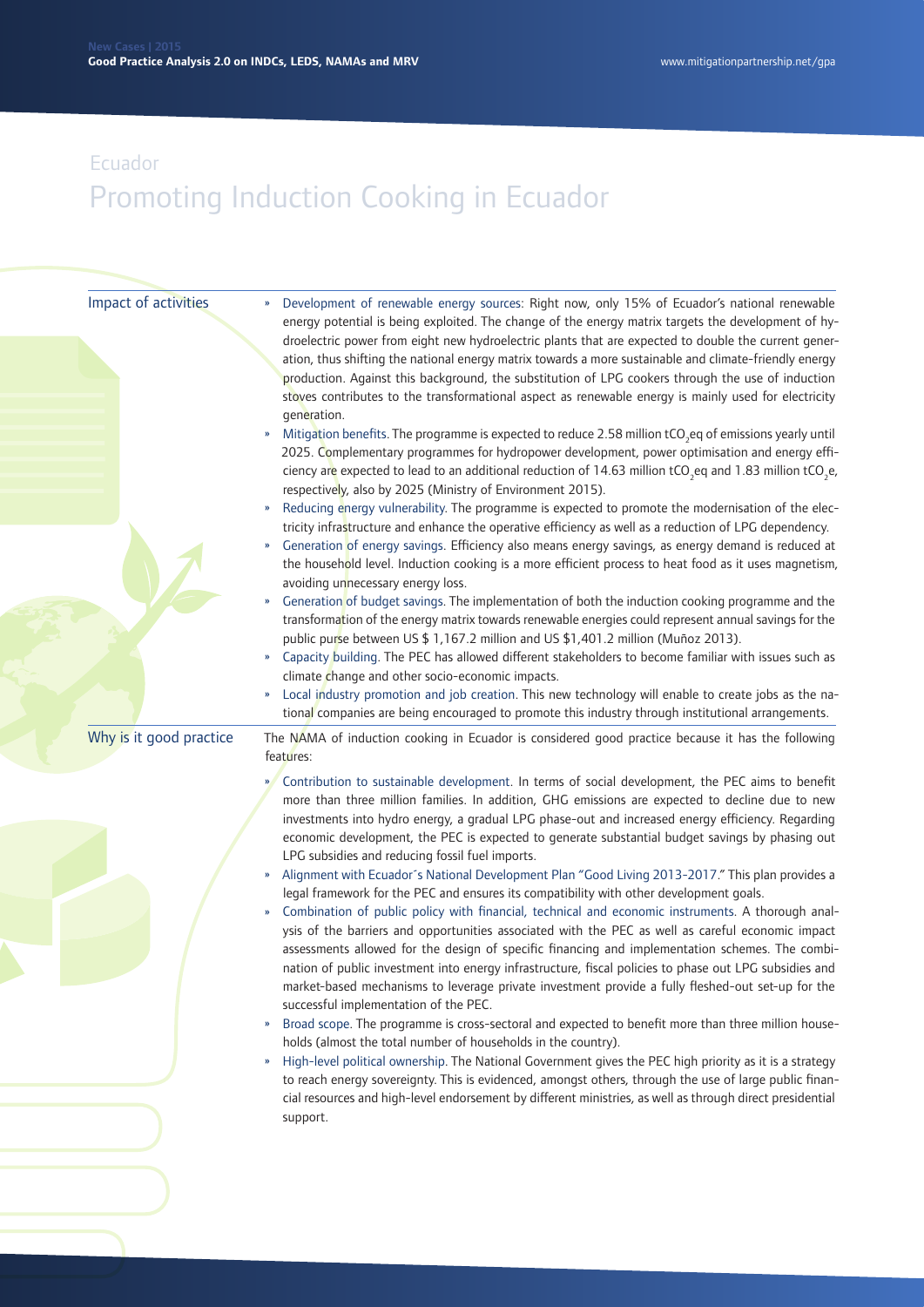Ecuador

# Promoting Induction Cooking in Ecuador

## Impact of activities

- Development of renewable energy sources: Right now, only 15% of Ecuador's national renewable energy potential is being exploited. The change of the energy matrix targets the development of hydroelectric power from eight new hydroelectric plants that are expected to double the current generation, thus shifting the national energy matrix towards a more sustainable and climate-friendly energy production. Against this background, the substitution of LPG cookers through the use of induction stoves contributes to the transformational aspect as renewable energy is mainly used for electricity generation.
- Mitigation benefits. The programme is expected to reduce 2.58 million $tCO_2eq$ of emissions yearly until 2025. Complementary programmes for hydropower development, power optimisation and energy efficiency are expected to lead to an additional reduction of 14.63 million $tCO_2eq$ and 1.83 million $tCO_2e$, respectively, also by 2025 (Ministry of Environment 2015).
- Reducing energy vulnerability. The programme is expected to promote the modernisation of the electricity infrastructure and enhance the operative efficiency as well as a reduction of LPG dependency.
- Generation of energy savings. Efficiency also means energy savings, as energy demand is reduced at the household level. Induction cooking is a more efficient process to heat food as it uses magnetism, avoiding unnecessary energy loss.
- Generation of budget savings. The implementation of both the induction cooking programme and the transformation of the energy matrix towards renewable energies could represent annual savings for the public purse between US $ 1,167.2 million and US $1,401.2 million (Muñoz 2013).
- Capacity building. The PEC has allowed different stakeholders to become familiar with issues such as climate change and other socio-economic impacts.
- Local industry promotion and job creation. This new technology will enable to create jobs as the national companies are being encouraged to promote this industry through institutional arrangements.

## Why is it good practice

The NAMA of induction cooking in Ecuador is considered good practice because it has the following features:

- Contribution to sustainable development. In terms of social development, the PEC aims to benefit more than three million families. In addition, GHG emissions are expected to decline due to new investments into hydro energy, a gradual LPG phase-out and increased energy efficiency. Regarding economic development, the PEC is expected to generate substantial budget savings by phasing out LPG subsidies and reducing fossil fuel imports.
- Alignment with Ecuador´s National Development Plan "Good Living 2013-2017." This plan provides a legal framework for the PEC and ensures its compatibility with other development goals.
- Combination of public policy with financial, technical and economic instruments. A thorough analysis of the barriers and opportunities associated with the PEC as well as careful economic impact assessments allowed for the design of specific financing and implementation schemes. The combination of public investment into energy infrastructure, fiscal policies to phase out LPG subsidies and market-based mechanisms to leverage private investment provide a fully fleshed-out set-up for the successful implementation of the PEC.
- Broad scope. The programme is cross-sectoral and expected to benefit more than three million households (almost the total number of households in the country).
- High-level political ownership. The National Government gives the PEC high priority as it is a strategy to reach energy sovereignty. This is evidenced, amongst others, through the use of large public financial resources and high-level endorsement by different ministries, as well as through direct presidential support.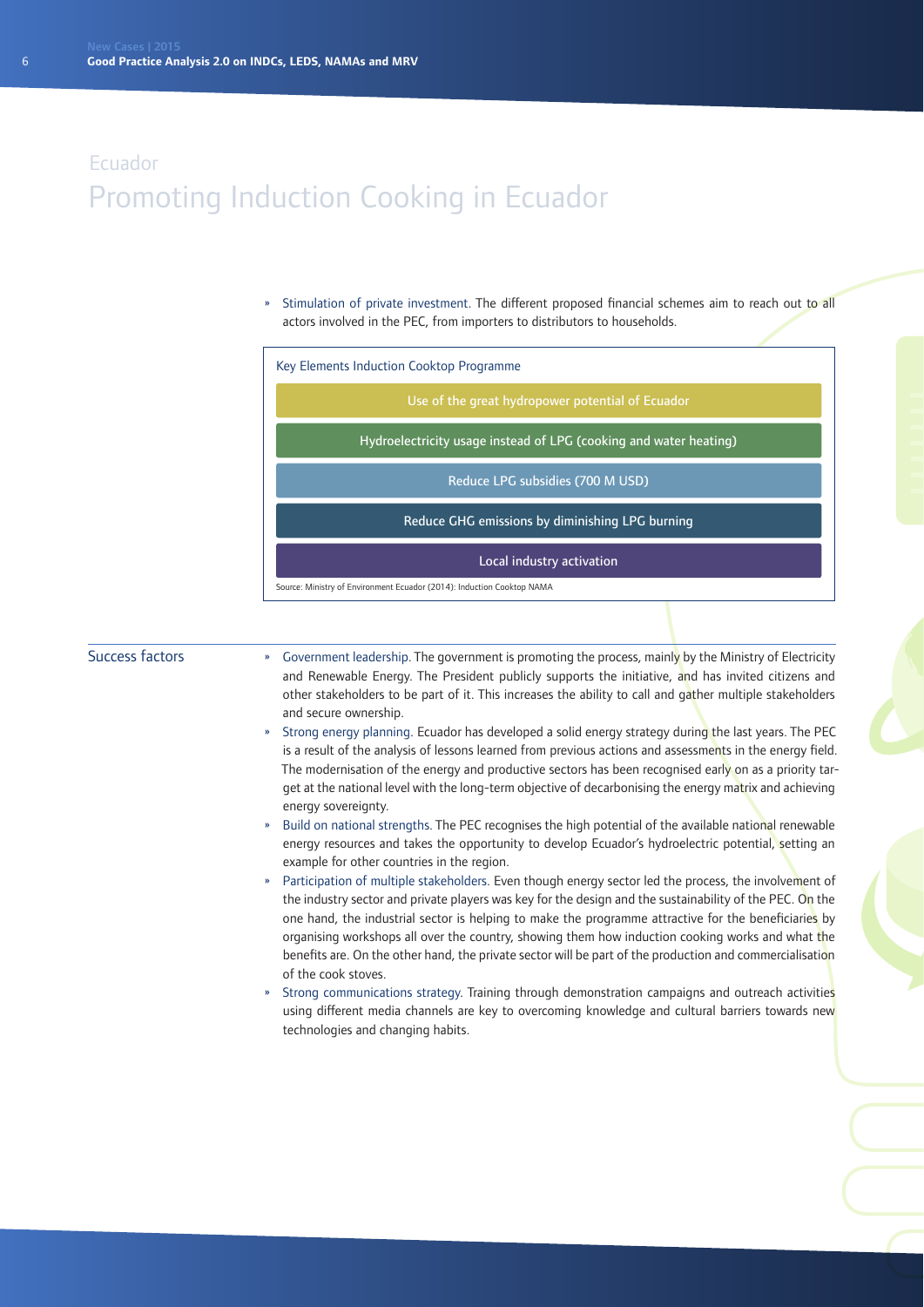Ecuador

# Promoting Induction Cooking in Ecuador

- Stimulation of private investment. The different proposed financial schemes aim to reach out to all actors involved in the PEC, from importers to distributors to households.

**Key Elements Induction Cooktop Programme**

- Use of the great hydropower potential of Ecuador
- Hydroelectricity usage instead of LPG (cooking and water heating)
- Reduce LPG subsidies (700 M USD)
- Reduce GHG emissions by diminishing LPG burning
- Local industry activation

Source: Ministry of Environment Ecuador (2014): Induction Cooktop NAMA

## Success factors

- Government leadership. The government is promoting the process, mainly by the Ministry of Electricity and Renewable Energy. The President publicly supports the initiative, and has invited citizens and other stakeholders to be part of it. This increases the ability to call and gather multiple stakeholders and secure ownership.
- Strong energy planning. Ecuador has developed a solid energy strategy during the last years. The PEC is a result of the analysis of lessons learned from previous actions and assessments in the energy field. The modernisation of the energy and productive sectors has been recognised early on as a priority target at the national level with the long-term objective of decarbonising the energy matrix and achieving energy sovereignty.
- Build on national strengths. The PEC recognises the high potential of the available national renewable energy resources and takes the opportunity to develop Ecuador's hydroelectric potential, setting an example for other countries in the region.
- Participation of multiple stakeholders. Even though energy sector led the process, the involvement of the industry sector and private players was key for the design and the sustainability of the PEC. On the one hand, the industrial sector is helping to make the programme attractive for the beneficiaries by organising workshops all over the country, showing them how induction cooking works and what the benefits are. On the other hand, the private sector will be part of the production and commercialisation of the cook stoves.
- Strong communications strategy. Training through demonstration campaigns and outreach activities using different media channels are key to overcoming knowledge and cultural barriers towards new technologies and changing habits.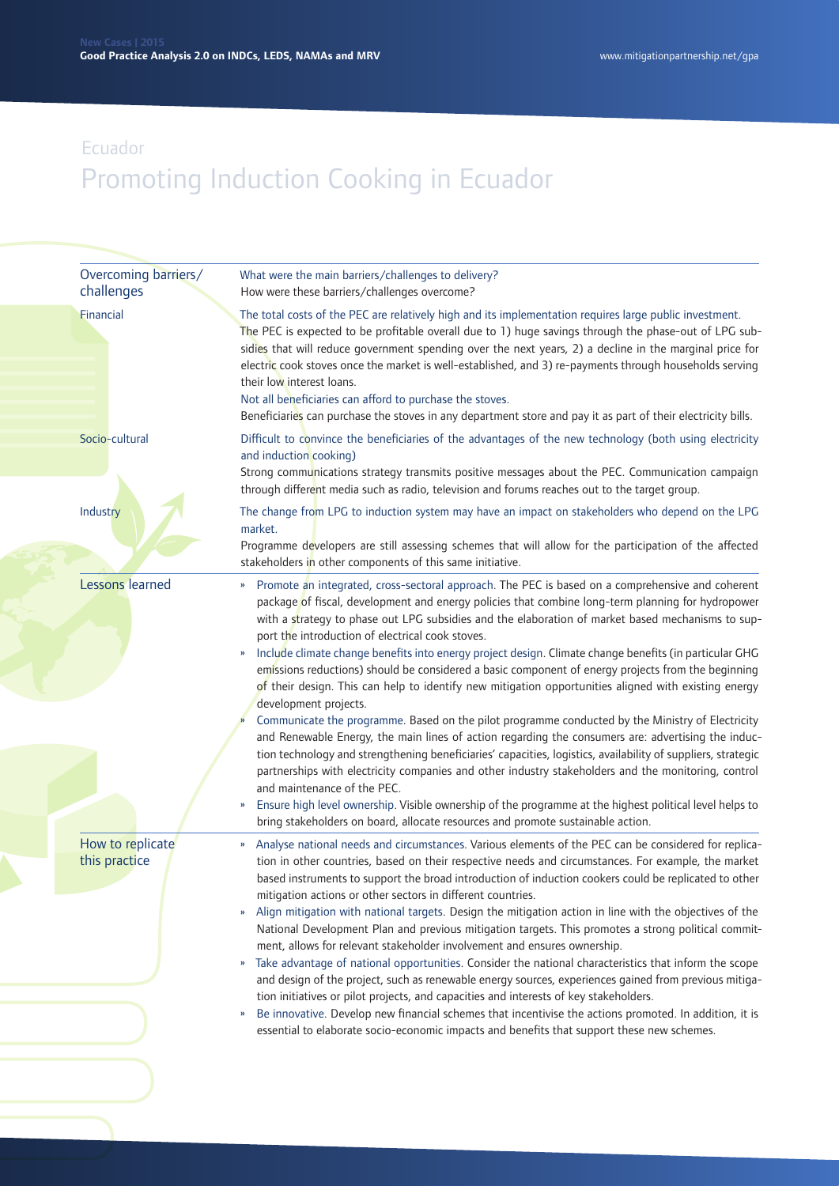Ecuador

# Promoting Induction Cooking in Ecuador

## Overcoming barriers/challenges

What were the main barriers/challenges to delivery?
How were these barriers/challenges overcome?

### Financial

The total costs of the PEC are relatively high and its implementation requires large public investment.
The PEC is expected to be profitable overall due to 1) huge savings through the phase-out of LPG subsidies that will reduce government spending over the next years, 2) a decline in the marginal price for electric cook stoves once the market is well-established, and 3) re-payments through households serving their low interest loans.

Not all beneficiaries can afford to purchase the stoves.
Beneficiaries can purchase the stoves in any department store and pay it as part of their electricity bills.

### Socio-cultural

Difficult to convince the beneficiaries of the advantages of the new technology (both using electricity and induction cooking)
Strong communications strategy transmits positive messages about the PEC. Communication campaign through different media such as radio, television and forums reaches out to the target group.

### Industry

The change from LPG to induction system may have an impact on stakeholders who depend on the LPG market.
Programme developers are still assessing schemes that will allow for the participation of the affected stakeholders in other components of this same initiative.

## Lessons learned

- Promote an integrated, cross-sectoral approach. The PEC is based on a comprehensive and coherent package of fiscal, development and energy policies that combine long-term planning for hydropower with a strategy to phase out LPG subsidies and the elaboration of market based mechanisms to support the introduction of electrical cook stoves.
- Include climate change benefits into energy project design. Climate change benefits (in particular GHG emissions reductions) should be considered a basic component of energy projects from the beginning of their design. This can help to identify new mitigation opportunities aligned with existing energy development projects.
- Communicate the programme. Based on the pilot programme conducted by the Ministry of Electricity and Renewable Energy, the main lines of action regarding the consumers are: advertising the induction technology and strengthening beneficiaries' capacities, logistics, availability of suppliers, strategic partnerships with electricity companies and other industry stakeholders and the monitoring, control and maintenance of the PEC.
- Ensure high level ownership. Visible ownership of the programme at the highest political level helps to bring stakeholders on board, allocate resources and promote sustainable action.

## How to replicate this practice

- Analyse national needs and circumstances. Various elements of the PEC can be considered for replication in other countries, based on their respective needs and circumstances. For example, the market based instruments to support the broad introduction of induction cookers could be replicated to other mitigation actions or other sectors in different countries.
- Align mitigation with national targets. Design the mitigation action in line with the objectives of the National Development Plan and previous mitigation targets. This promotes a strong political commitment, allows for relevant stakeholder involvement and ensures ownership.
- Take advantage of national opportunities. Consider the national characteristics that inform the scope and design of the project, such as renewable energy sources, experiences gained from previous mitigation initiatives or pilot projects, and capacities and interests of key stakeholders.
- Be innovative. Develop new financial schemes that incentivise the actions promoted. In addition, it is essential to elaborate socio-economic impacts and benefits that support these new schemes.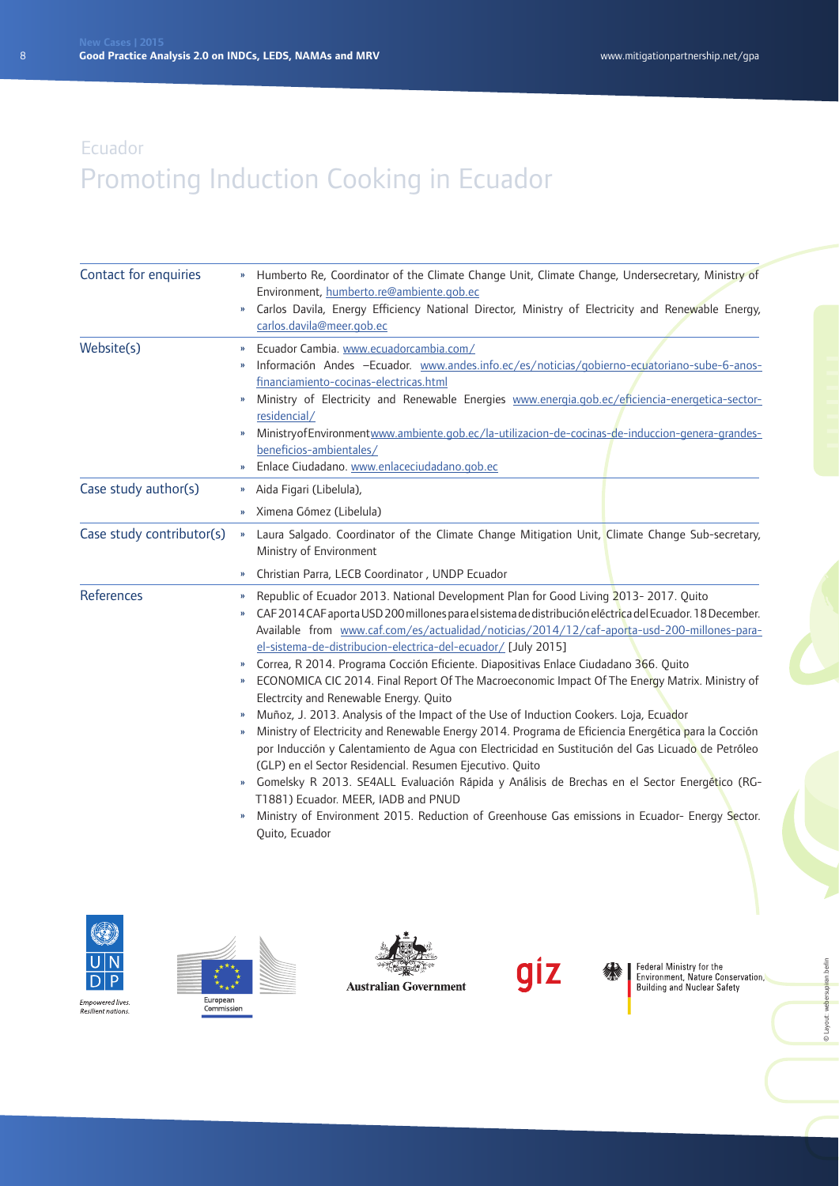Ecuador

# Promoting Induction Cooking in Ecuador

| | |
|---|---|
| Contact for enquiries | » Humberto Re, Coordinator of the Climate Change Unit, Climate Change, Undersecretary, Ministry of Environment, humberto.re@ambiente.gob.ec<br>» Carlos Davila, Energy Efficiency National Director, Ministry of Electricity and Renewable Energy, carlos.davila@meer.gob.ec |
| Website(s) | » Ecuador Cambia. www.ecuadorcambia.com/<br>» Información Andes –Ecuador. www.andes.info.ec/es/noticias/gobierno-ecuatoriano-sube-6-anos-financiamiento-cocinas-electricas.html<br>» Ministry of Electricity and Renewable Energies www.energia.gob.ec/eficiencia-energetica-sector-residencial/<br>» Ministry of Environment www.ambiente.gob.ec/la-utilizacion-de-cocinas-de-induccion-genera-grandes-beneficios-ambientales/<br>» Enlace Ciudadano. www.enlaceciudadano.gob.ec |
| Case study author(s) | » Aida Figari (Libelula),<br>» Ximena Gómez (Libelula) |
| Case study contributor(s) | » Laura Salgado. Coordinator of the Climate Change Mitigation Unit, Climate Change Sub-secretary, Ministry of Environment<br>» Christian Parra, LECB Coordinator , UNDP Ecuador |
| References | » Republic of Ecuador 2013. National Development Plan for Good Living 2013- 2017. Quito<br>» CAF 2014 CAF aporta USD 200 millones para el sistema de distribución eléctrica del Ecuador. 18 December. Available from www.caf.com/es/actualidad/noticias/2014/12/caf-aporta-usd-200-millones-para-el-sistema-de-distribucion-electrica-del-ecuador/ [July 2015]<br>» Correa, R 2014. Programa Cocción Eficiente. Diapositivas Enlace Ciudadano 366. Quito<br>» ECONOMICA CIC 2014. Final Report Of The Macroeconomic Impact Of The Energy Matrix. Ministry of Electrcity and Renewable Energy. Quito<br>» Muñoz, J. 2013. Analysis of the Impact of the Use of Induction Cookers. Loja, Ecuador<br>» Ministry of Electricity and Renewable Energy 2014. Programa de Eficiencia Energética para la Cocción por Inducción y Calentamiento de Agua con Electricidad en Sustitución del Gas Licuado de Petróleo (GLP) en el Sector Residencial. Resumen Ejecutivo. Quito<br>» Gomelsky R 2013. SE4ALL Evaluación Rápida y Análisis de Brechas en el Sector Energético (RG-T1881) Ecuador. MEER, IADB and PNUD<br>» Ministry of Environment 2015. Reduction of Greenhouse Gas emissions in Ecuador- Energy Sector. Quito, Ecuador |

Empowered lives. Resilient nations.

European Commission

Australian Government

giz

Federal Ministry for the Environment, Nature Conservation, Building and Nuclear Safety